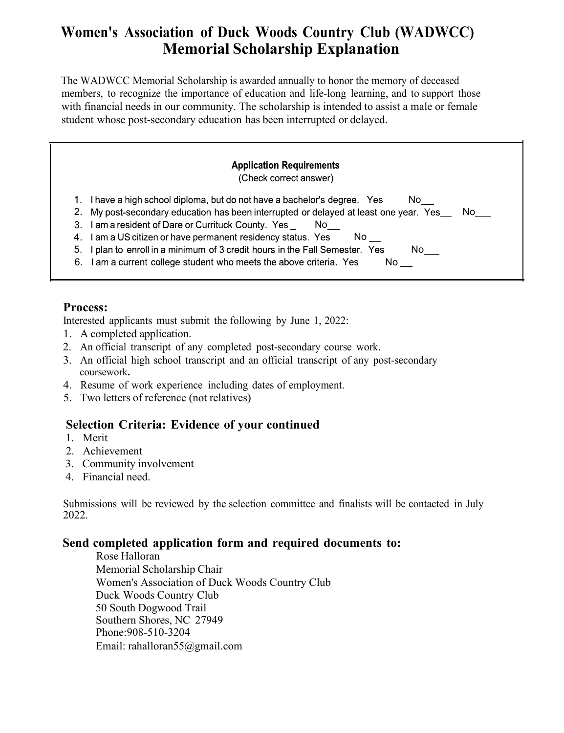# Women's Association of Duck Woods Country Club (WADWCC) Memorial Scholarship Explanation

The WADWCC Memorial Scholarship is awarded annually to honor the memory of deceased members, to recognize the importance of education and life-long learning, and to support those with financial needs in our community. The scholarship is intended to assist a male or female student whose post-secondary education has been interrupted or delayed.

**Application Requirements**
(Check correct answer)

1. I have a high school diploma, but do not have a bachelor's degree. Yes No__
2. My post-secondary education has been interrupted or delayed at least one year. Yes__ No___
3. I am a resident of Dare or Currituck County. Yes _ No__
4. I am a US citizen or have permanent residency status. Yes No __
5. I plan to enroll in a minimum of 3 credit hours in the Fall Semester. Yes No___
6. I am a current college student who meets the above criteria. Yes No __

## Process:

Interested applicants must submit the following by June 1, 2022:

1. A completed application.
2. An official transcript of any completed post-secondary course work.
3. An official high school transcript and an official transcript of any post-secondary coursework**.**
4. Resume of work experience including dates of employment.
5. Two letters of reference (not relatives)

## Selection Criteria: Evidence of your continued

1. Merit
2. Achievement
3. Community involvement
4. Financial need.

Submissions will be reviewed by the selection committee and finalists will be contacted in July 2022.

## Send completed application form and required documents to:

Rose Halloran
Memorial Scholarship Chair
Women's Association of Duck Woods Country Club
Duck Woods Country Club
50 South Dogwood Trail
Southern Shores, NC 27949
Phone:908-510-3204
Email: rahalloran55@gmail.com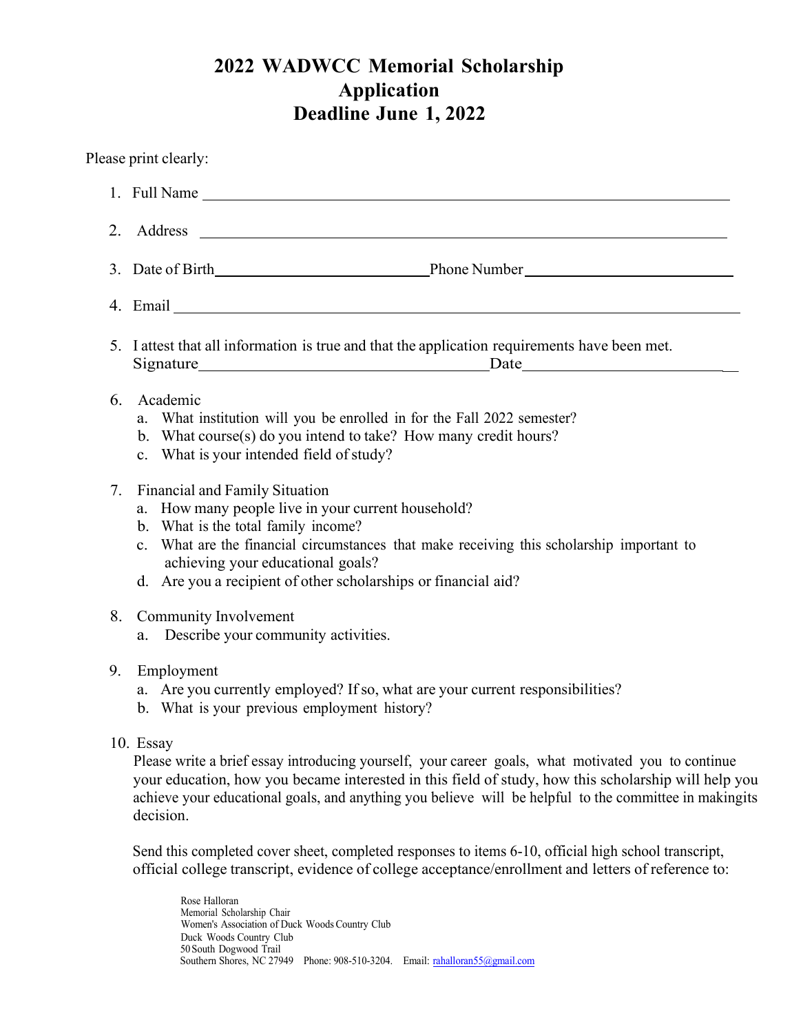# 2022 WADWCC Memorial Scholarship Application
# Deadline June 1, 2022

Please print clearly:

1. Full Name ______________________________________________
2. Address ______________________________________________
3. Date of Birth ____________________ Phone Number ____________________
4. Email ______________________________________________
5. I attest that all information is true and that the application requirements have been met.
   Signature ____________________ Date ____________________
6. Academic
   a. What institution will you be enrolled in for the Fall 2022 semester?
   b. What course(s) do you intend to take? How many credit hours?
   c. What is your intended field of study?
7. Financial and Family Situation
   a. How many people live in your current household?
   b. What is the total family income?
   c. What are the financial circumstances that make receiving this scholarship important to achieving your educational goals?
   d. Are you a recipient of other scholarships or financial aid?
8. Community Involvement
   a. Describe your community activities.
9. Employment
   a. Are you currently employed? If so, what are your current responsibilities?
   b. What is your previous employment history?
10. Essay
    Please write a brief essay introducing yourself, your career goals, what motivated you to continue your education, how you became interested in this field of study, how this scholarship will help you achieve your educational goals, and anything you believe will be helpful to the committee in makingits decision.

    Send this completed cover sheet, completed responses to items 6-10, official high school transcript, official college transcript, evidence of college acceptance/enrollment and letters of reference to:

    Rose Halloran
    Memorial Scholarship Chair
    Women's Association of Duck Woods Country Club
    Duck Woods Country Club
    50 South Dogwood Trail
    Southern Shores, NC 27949 Phone: 908-510-3204. Email: rahalloran55@gmail.com